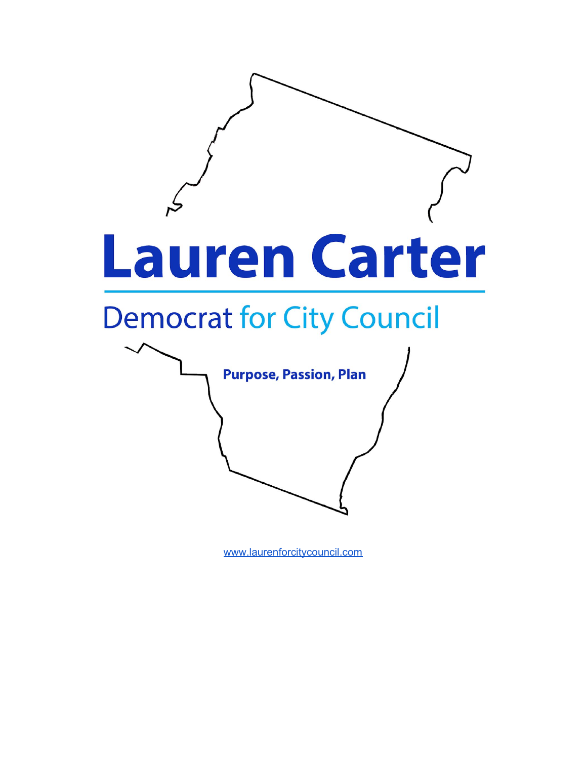# Lauren Carter

## Democrat for City Council

**Purpose, Passion, Plan**

www.laurenforcitycouncil.com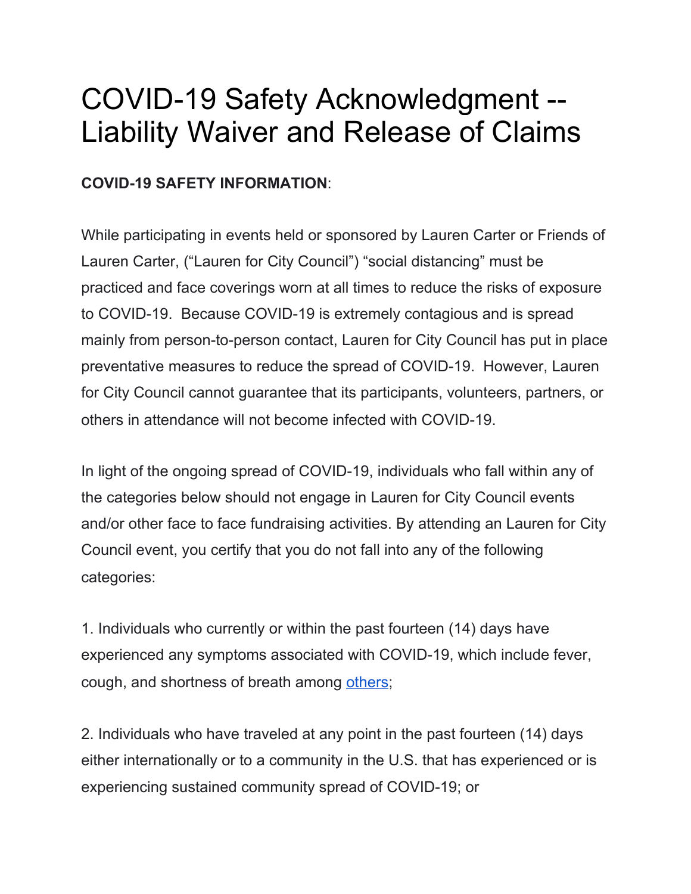# COVID-19 Safety Acknowledgment -- Liability Waiver and Release of Claims

**COVID-19 SAFETY INFORMATION**:

While participating in events held or sponsored by Lauren Carter or Friends of Lauren Carter, ("Lauren for City Council") "social distancing" must be practiced and face coverings worn at all times to reduce the risks of exposure to COVID-19. Because COVID-19 is extremely contagious and is spread mainly from person-to-person contact, Lauren for City Council has put in place preventative measures to reduce the spread of COVID-19. However, Lauren for City Council cannot guarantee that its participants, volunteers, partners, or others in attendance will not become infected with COVID-19.

In light of the ongoing spread of COVID-19, individuals who fall within any of the categories below should not engage in Lauren for City Council events and/or other face to face fundraising activities. By attending an Lauren for City Council event, you certify that you do not fall into any of the following categories:

1. Individuals who currently or within the past fourteen (14) days have experienced any symptoms associated with COVID-19, which include fever, cough, and shortness of breath among others;

2. Individuals who have traveled at any point in the past fourteen (14) days either internationally or to a community in the U.S. that has experienced or is experiencing sustained community spread of COVID-19; or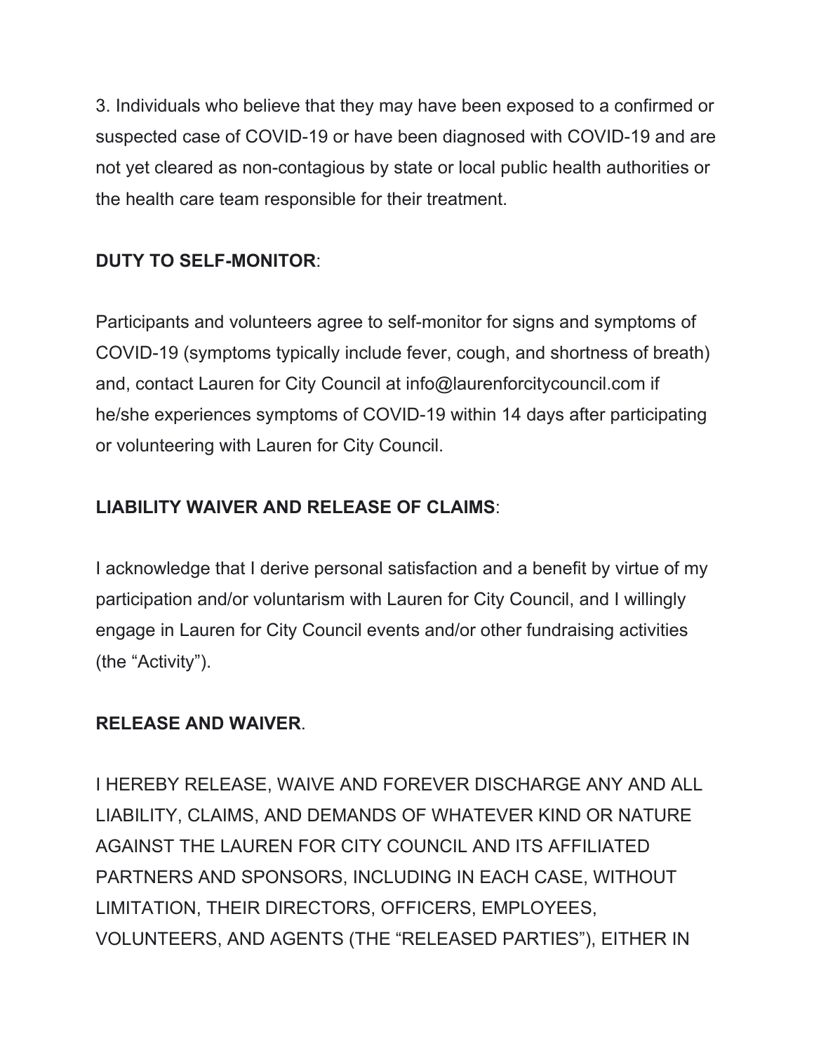3. Individuals who believe that they may have been exposed to a confirmed or suspected case of COVID-19 or have been diagnosed with COVID-19 and are not yet cleared as non-contagious by state or local public health authorities or the health care team responsible for their treatment.

**DUTY TO SELF-MONITOR**:

Participants and volunteers agree to self-monitor for signs and symptoms of COVID-19 (symptoms typically include fever, cough, and shortness of breath) and, contact Lauren for City Council at info@laurenforcitycouncil.com if he/she experiences symptoms of COVID-19 within 14 days after participating or volunteering with Lauren for City Council.

**LIABILITY WAIVER AND RELEASE OF CLAIMS**:

I acknowledge that I derive personal satisfaction and a benefit by virtue of my participation and/or voluntarism with Lauren for City Council, and I willingly engage in Lauren for City Council events and/or other fundraising activities (the "Activity").

**RELEASE AND WAIVER**.

I HEREBY RELEASE, WAIVE AND FOREVER DISCHARGE ANY AND ALL LIABILITY, CLAIMS, AND DEMANDS OF WHATEVER KIND OR NATURE AGAINST THE LAUREN FOR CITY COUNCIL AND ITS AFFILIATED PARTNERS AND SPONSORS, INCLUDING IN EACH CASE, WITHOUT LIMITATION, THEIR DIRECTORS, OFFICERS, EMPLOYEES, VOLUNTEERS, AND AGENTS (THE "RELEASED PARTIES"), EITHER IN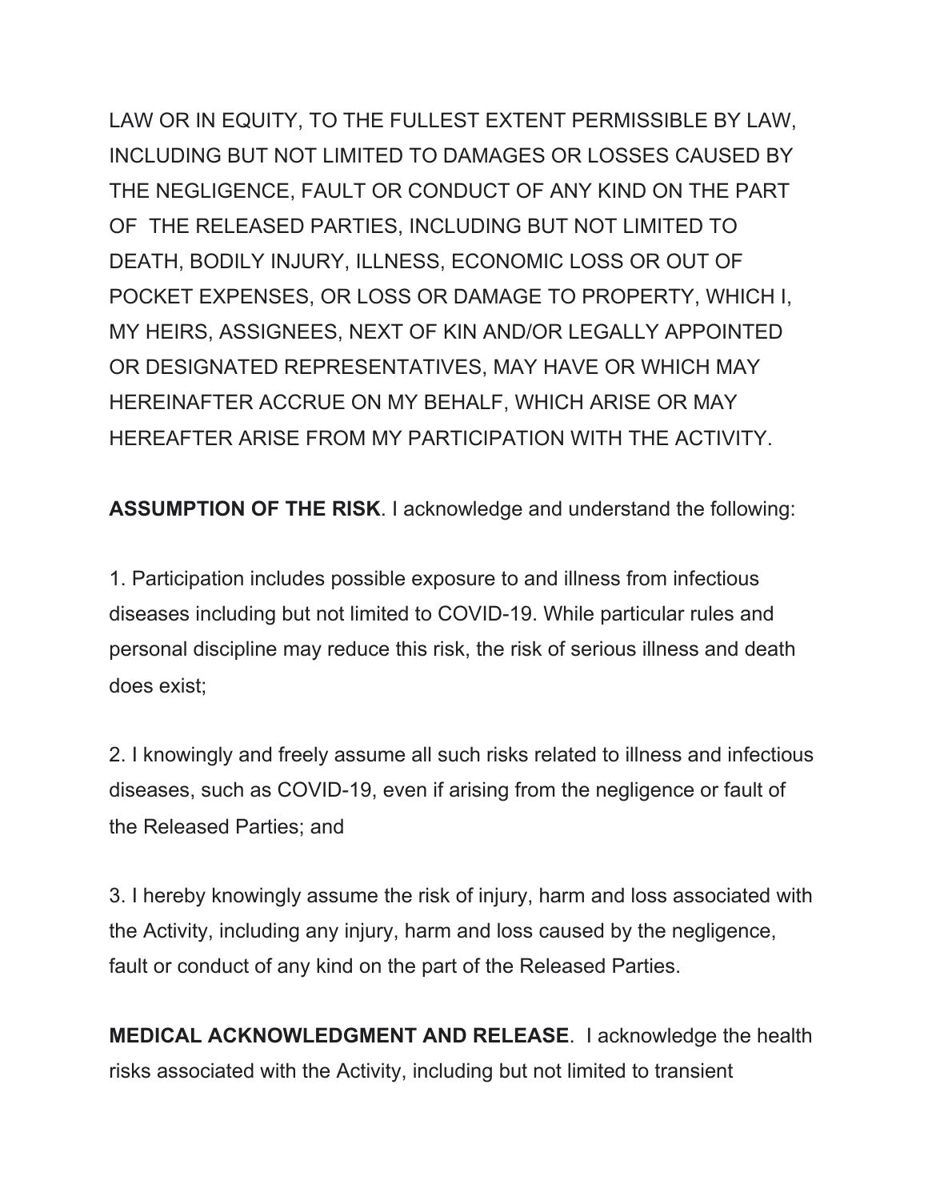LAW OR IN EQUITY, TO THE FULLEST EXTENT PERMISSIBLE BY LAW, INCLUDING BUT NOT LIMITED TO DAMAGES OR LOSSES CAUSED BY THE NEGLIGENCE, FAULT OR CONDUCT OF ANY KIND ON THE PART OF THE RELEASED PARTIES, INCLUDING BUT NOT LIMITED TO DEATH, BODILY INJURY, ILLNESS, ECONOMIC LOSS OR OUT OF POCKET EXPENSES, OR LOSS OR DAMAGE TO PROPERTY, WHICH I, MY HEIRS, ASSIGNEES, NEXT OF KIN AND/OR LEGALLY APPOINTED OR DESIGNATED REPRESENTATIVES, MAY HAVE OR WHICH MAY HEREINAFTER ACCRUE ON MY BEHALF, WHICH ARISE OR MAY HEREAFTER ARISE FROM MY PARTICIPATION WITH THE ACTIVITY.

**ASSUMPTION OF THE RISK**. I acknowledge and understand the following:

1. Participation includes possible exposure to and illness from infectious diseases including but not limited to COVID-19. While particular rules and personal discipline may reduce this risk, the risk of serious illness and death does exist;

2. I knowingly and freely assume all such risks related to illness and infectious diseases, such as COVID-19, even if arising from the negligence or fault of the Released Parties; and

3. I hereby knowingly assume the risk of injury, harm and loss associated with the Activity, including any injury, harm and loss caused by the negligence, fault or conduct of any kind on the part of the Released Parties.

**MEDICAL ACKNOWLEDGMENT AND RELEASE**. I acknowledge the health risks associated with the Activity, including but not limited to transient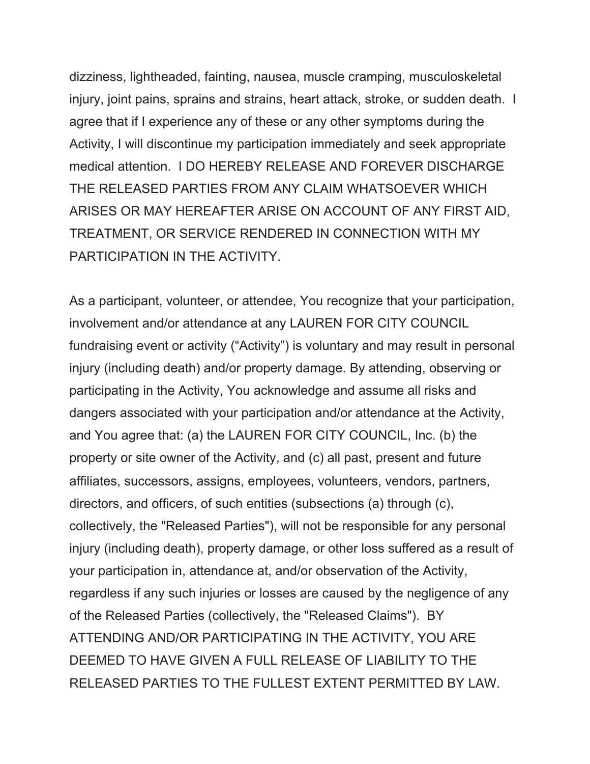dizziness, lightheaded, fainting, nausea, muscle cramping, musculoskeletal injury, joint pains, sprains and strains, heart attack, stroke, or sudden death. I agree that if I experience any of these or any other symptoms during the Activity, I will discontinue my participation immediately and seek appropriate medical attention. I DO HEREBY RELEASE AND FOREVER DISCHARGE THE RELEASED PARTIES FROM ANY CLAIM WHATSOEVER WHICH ARISES OR MAY HEREAFTER ARISE ON ACCOUNT OF ANY FIRST AID, TREATMENT, OR SERVICE RENDERED IN CONNECTION WITH MY PARTICIPATION IN THE ACTIVITY.

As a participant, volunteer, or attendee, You recognize that your participation, involvement and/or attendance at any LAUREN FOR CITY COUNCIL fundraising event or activity ("Activity") is voluntary and may result in personal injury (including death) and/or property damage. By attending, observing or participating in the Activity, You acknowledge and assume all risks and dangers associated with your participation and/or attendance at the Activity, and You agree that: (a) the LAUREN FOR CITY COUNCIL, Inc. (b) the property or site owner of the Activity, and (c) all past, present and future affiliates, successors, assigns, employees, volunteers, vendors, partners, directors, and officers, of such entities (subsections (a) through (c), collectively, the "Released Parties"), will not be responsible for any personal injury (including death), property damage, or other loss suffered as a result of your participation in, attendance at, and/or observation of the Activity, regardless if any such injuries or losses are caused by the negligence of any of the Released Parties (collectively, the "Released Claims"). BY ATTENDING AND/OR PARTICIPATING IN THE ACTIVITY, YOU ARE DEEMED TO HAVE GIVEN A FULL RELEASE OF LIABILITY TO THE RELEASED PARTIES TO THE FULLEST EXTENT PERMITTED BY LAW.